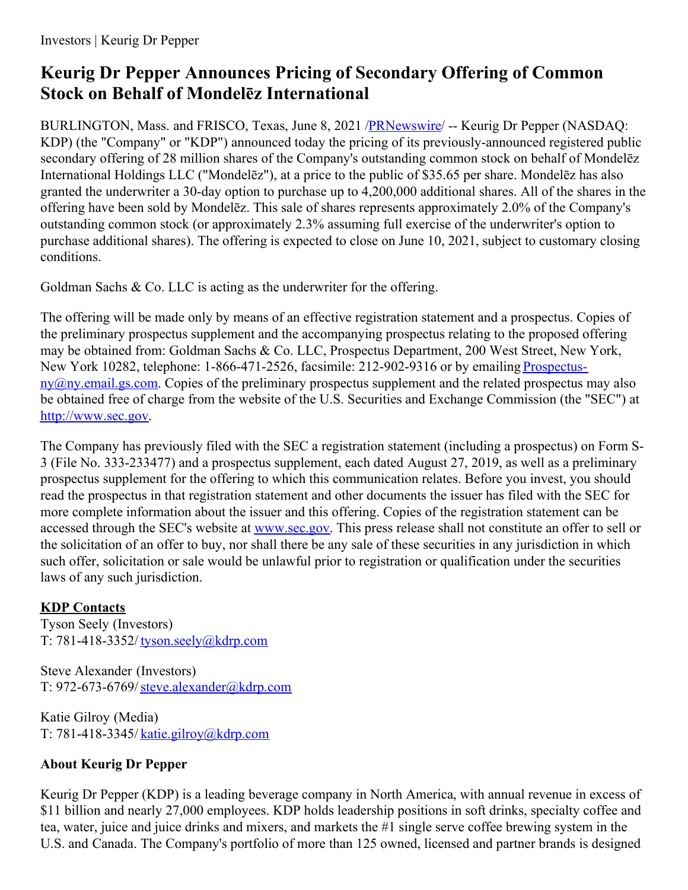Investors | Keurig Dr Pepper

# Keurig Dr Pepper Announces Pricing of Secondary Offering of Common Stock on Behalf of Mondelēz International

BURLINGTON, Mass. and FRISCO, Texas, June 8, 2021 /PRNewswire/ -- Keurig Dr Pepper (NASDAQ: KDP) (the "Company" or "KDP") announced today the pricing of its previously-announced registered public secondary offering of 28 million shares of the Company's outstanding common stock on behalf of Mondelēz International Holdings LLC ("Mondelēz"), at a price to the public of $35.65 per share. Mondelēz has also granted the underwriter a 30-day option to purchase up to 4,200,000 additional shares. All of the shares in the offering have been sold by Mondelēz. This sale of shares represents approximately 2.0% of the Company's outstanding common stock (or approximately 2.3% assuming full exercise of the underwriter's option to purchase additional shares). The offering is expected to close on June 10, 2021, subject to customary closing conditions.

Goldman Sachs & Co. LLC is acting as the underwriter for the offering.

The offering will be made only by means of an effective registration statement and a prospectus. Copies of the preliminary prospectus supplement and the accompanying prospectus relating to the proposed offering may be obtained from: Goldman Sachs & Co. LLC, Prospectus Department, 200 West Street, New York, New York 10282, telephone: 1-866-471-2526, facsimile: 212-902-9316 or by emailing Prospectus-ny@ny.email.gs.com. Copies of the preliminary prospectus supplement and the related prospectus may also be obtained free of charge from the website of the U.S. Securities and Exchange Commission (the "SEC") at http://www.sec.gov.

The Company has previously filed with the SEC a registration statement (including a prospectus) on Form S-3 (File No. 333-233477) and a prospectus supplement, each dated August 27, 2019, as well as a preliminary prospectus supplement for the offering to which this communication relates. Before you invest, you should read the prospectus in that registration statement and other documents the issuer has filed with the SEC for more complete information about the issuer and this offering. Copies of the registration statement can be accessed through the SEC's website at www.sec.gov. This press release shall not constitute an offer to sell or the solicitation of an offer to buy, nor shall there be any sale of these securities in any jurisdiction in which such offer, solicitation or sale would be unlawful prior to registration or qualification under the securities laws of any such jurisdiction.

**KDP Contacts**

Tyson Seely (Investors)
T: 781-418-3352/ tyson.seely@kdrp.com

Steve Alexander (Investors)
T: 972-673-6769/ steve.alexander@kdrp.com

Katie Gilroy (Media)
T: 781-418-3345/ katie.gilroy@kdrp.com

### About Keurig Dr Pepper

Keurig Dr Pepper (KDP) is a leading beverage company in North America, with annual revenue in excess of $11 billion and nearly 27,000 employees. KDP holds leadership positions in soft drinks, specialty coffee and tea, water, juice and juice drinks and mixers, and markets the #1 single serve coffee brewing system in the U.S. and Canada. The Company's portfolio of more than 125 owned, licensed and partner brands is designed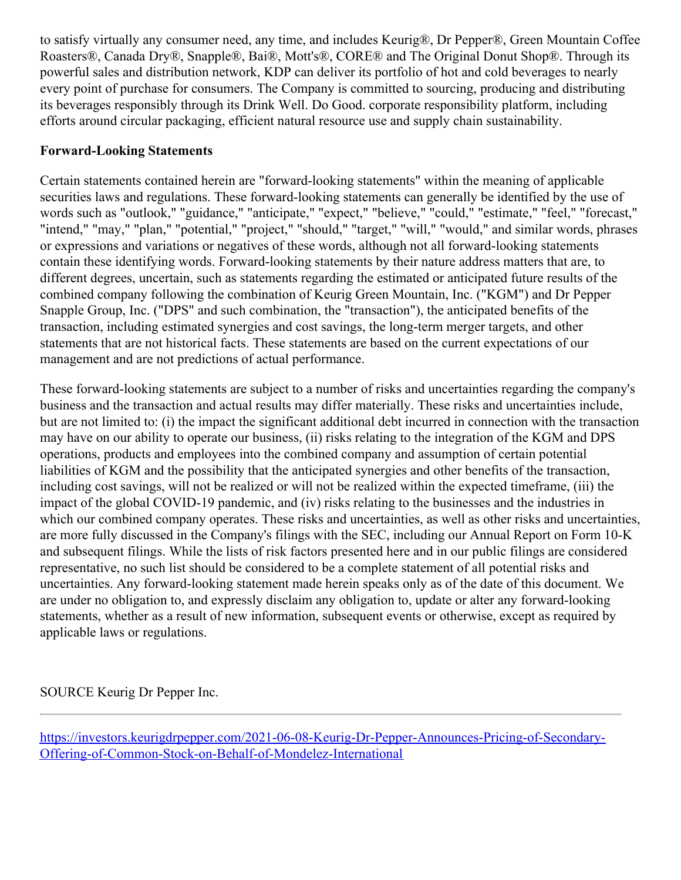to satisfy virtually any consumer need, any time, and includes Keurig®, Dr Pepper®, Green Mountain Coffee Roasters®, Canada Dry®, Snapple®, Bai®, Mott's®, CORE® and The Original Donut Shop®. Through its powerful sales and distribution network, KDP can deliver its portfolio of hot and cold beverages to nearly every point of purchase for consumers. The Company is committed to sourcing, producing and distributing its beverages responsibly through its Drink Well. Do Good. corporate responsibility platform, including efforts around circular packaging, efficient natural resource use and supply chain sustainability.

**Forward-Looking Statements**

Certain statements contained herein are "forward-looking statements" within the meaning of applicable securities laws and regulations. These forward-looking statements can generally be identified by the use of words such as "outlook," "guidance," "anticipate," "expect," "believe," "could," "estimate," "feel," "forecast," "intend," "may," "plan," "potential," "project," "should," "target," "will," "would," and similar words, phrases or expressions and variations or negatives of these words, although not all forward-looking statements contain these identifying words. Forward-looking statements by their nature address matters that are, to different degrees, uncertain, such as statements regarding the estimated or anticipated future results of the combined company following the combination of Keurig Green Mountain, Inc. ("KGM") and Dr Pepper Snapple Group, Inc. ("DPS" and such combination, the "transaction"), the anticipated benefits of the transaction, including estimated synergies and cost savings, the long-term merger targets, and other statements that are not historical facts. These statements are based on the current expectations of our management and are not predictions of actual performance.

These forward-looking statements are subject to a number of risks and uncertainties regarding the company's business and the transaction and actual results may differ materially. These risks and uncertainties include, but are not limited to: (i) the impact the significant additional debt incurred in connection with the transaction may have on our ability to operate our business, (ii) risks relating to the integration of the KGM and DPS operations, products and employees into the combined company and assumption of certain potential liabilities of KGM and the possibility that the anticipated synergies and other benefits of the transaction, including cost savings, will not be realized or will not be realized within the expected timeframe, (iii) the impact of the global COVID-19 pandemic, and (iv) risks relating to the businesses and the industries in which our combined company operates. These risks and uncertainties, as well as other risks and uncertainties, are more fully discussed in the Company's filings with the SEC, including our Annual Report on Form 10-K and subsequent filings. While the lists of risk factors presented here and in our public filings are considered representative, no such list should be considered to be a complete statement of all potential risks and uncertainties. Any forward-looking statement made herein speaks only as of the date of this document. We are under no obligation to, and expressly disclaim any obligation to, update or alter any forward-looking statements, whether as a result of new information, subsequent events or otherwise, except as required by applicable laws or regulations.

SOURCE Keurig Dr Pepper Inc.

---

https://investors.keurigdrpepper.com/2021-06-08-Keurig-Dr-Pepper-Announces-Pricing-of-Secondary-Offering-of-Common-Stock-on-Behalf-of-Mondelez-International